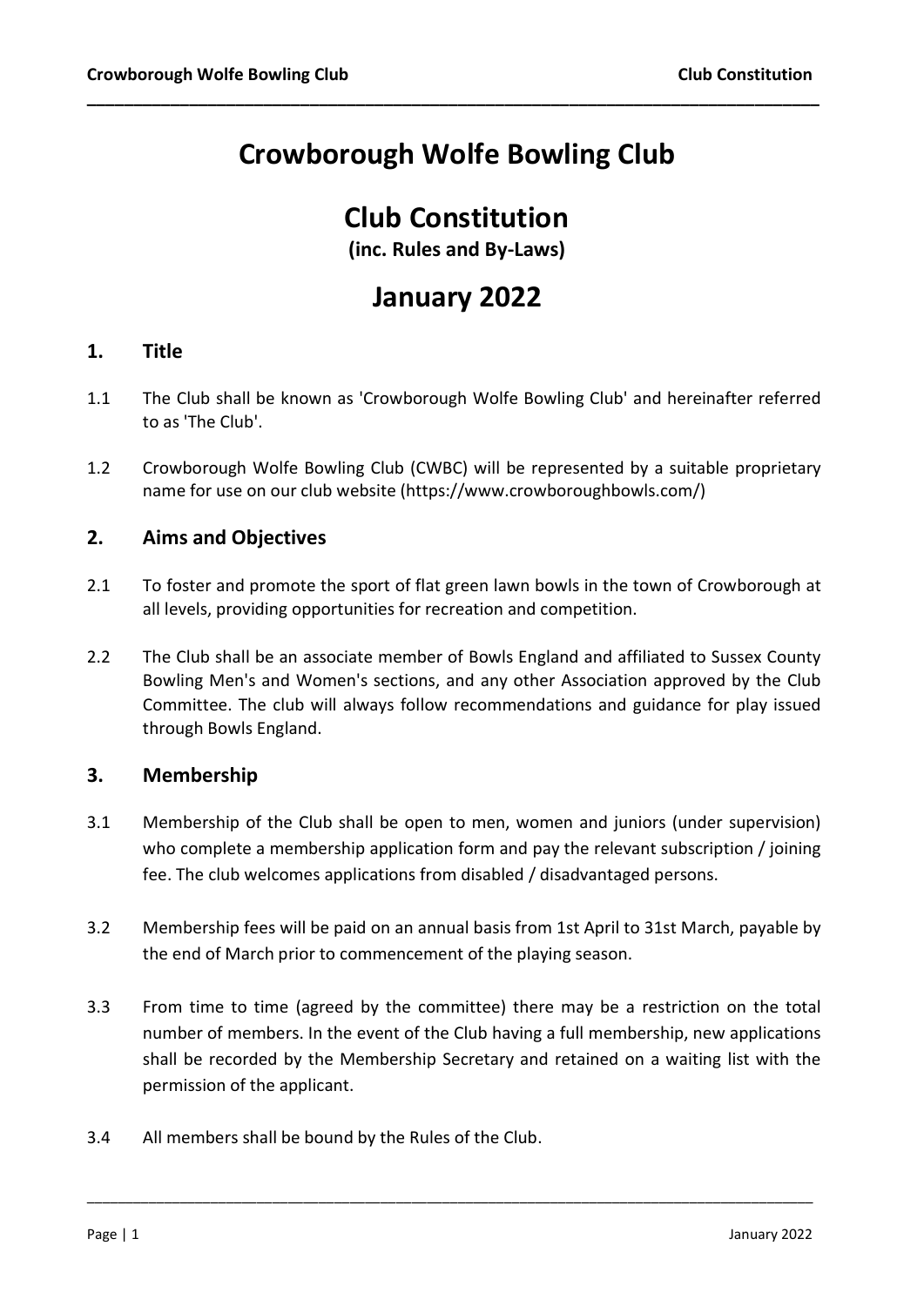# Crowborough Wolfe Bowling Club

# Club Constitution

**(inc. Rules and By-Laws)**

# January 2022

## 1. Title

1.1 The Club shall be known as 'Crowborough Wolfe Bowling Club' and hereinafter referred to as 'The Club'.

1.2 Crowborough Wolfe Bowling Club (CWBC) will be represented by a suitable proprietary name for use on our club website (https://www.crowboroughbowls.com/)

## 2. Aims and Objectives

2.1 To foster and promote the sport of flat green lawn bowls in the town of Crowborough at all levels, providing opportunities for recreation and competition.

2.2 The Club shall be an associate member of Bowls England and affiliated to Sussex County Bowling Men's and Women's sections, and any other Association approved by the Club Committee. The club will always follow recommendations and guidance for play issued through Bowls England.

## 3. Membership

3.1 Membership of the Club shall be open to men, women and juniors (under supervision) who complete a membership application form and pay the relevant subscription / joining fee. The club welcomes applications from disabled / disadvantaged persons.

3.2 Membership fees will be paid on an annual basis from 1st April to 31st March, payable by the end of March prior to commencement of the playing season.

3.3 From time to time (agreed by the committee) there may be a restriction on the total number of members. In the event of the Club having a full membership, new applications shall be recorded by the Membership Secretary and retained on a waiting list with the permission of the applicant.

3.4 All members shall be bound by the Rules of the Club.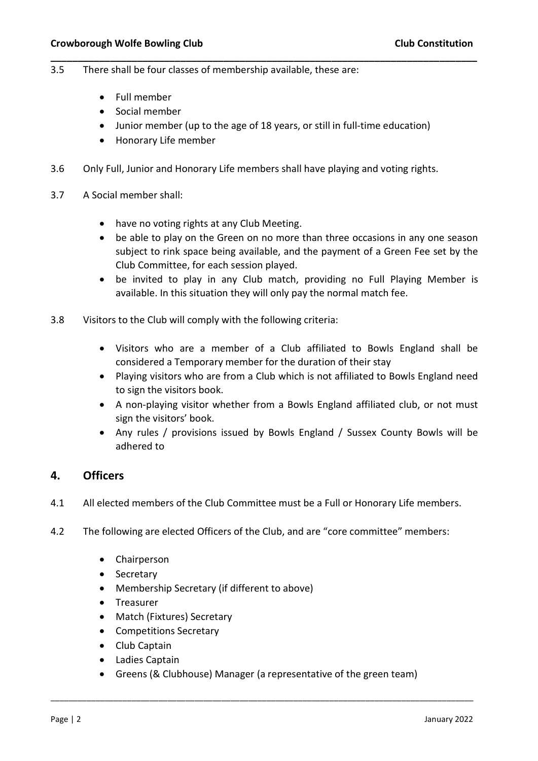3.5 There shall be four classes of membership available, these are:

- Full member
- Social member
- Junior member (up to the age of 18 years, or still in full-time education)
- Honorary Life member

3.6 Only Full, Junior and Honorary Life members shall have playing and voting rights.

3.7 A Social member shall:

- have no voting rights at any Club Meeting.
- be able to play on the Green on no more than three occasions in any one season subject to rink space being available, and the payment of a Green Fee set by the Club Committee, for each session played.
- be invited to play in any Club match, providing no Full Playing Member is available. In this situation they will only pay the normal match fee.

3.8 Visitors to the Club will comply with the following criteria:

- Visitors who are a member of a Club affiliated to Bowls England shall be considered a Temporary member for the duration of their stay
- Playing visitors who are from a Club which is not affiliated to Bowls England need to sign the visitors book.
- A non-playing visitor whether from a Bowls England affiliated club, or not must sign the visitors' book.
- Any rules / provisions issued by Bowls England / Sussex County Bowls will be adhered to

## 4. Officers

4.1 All elected members of the Club Committee must be a Full or Honorary Life members.

4.2 The following are elected Officers of the Club, and are "core committee" members:

- Chairperson
- Secretary
- Membership Secretary (if different to above)
- Treasurer
- Match (Fixtures) Secretary
- Competitions Secretary
- Club Captain
- Ladies Captain
- Greens (& Clubhouse) Manager (a representative of the green team)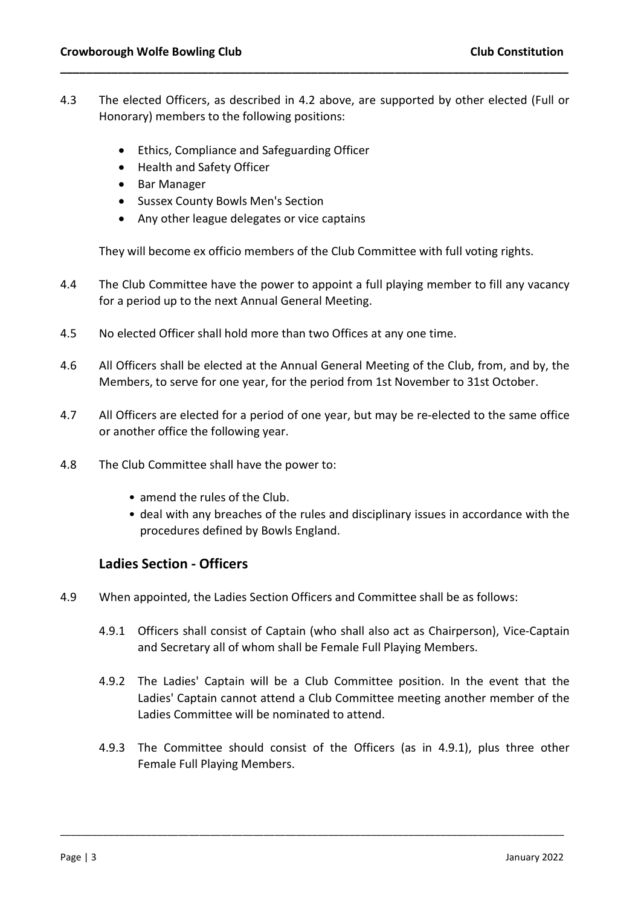4.3 The elected Officers, as described in 4.2 above, are supported by other elected (Full or Honorary) members to the following positions:

- Ethics, Compliance and Safeguarding Officer
- Health and Safety Officer
- Bar Manager
- Sussex County Bowls Men's Section
- Any other league delegates or vice captains

They will become ex officio members of the Club Committee with full voting rights.

4.4 The Club Committee have the power to appoint a full playing member to fill any vacancy for a period up to the next Annual General Meeting.

4.5 No elected Officer shall hold more than two Offices at any one time.

4.6 All Officers shall be elected at the Annual General Meeting of the Club, from, and by, the Members, to serve for one year, for the period from 1st November to 31st October.

4.7 All Officers are elected for a period of one year, but may be re-elected to the same office or another office the following year.

4.8 The Club Committee shall have the power to:

- amend the rules of the Club.
- deal with any breaches of the rules and disciplinary issues in accordance with the procedures defined by Bowls England.

## Ladies Section - Officers

4.9 When appointed, the Ladies Section Officers and Committee shall be as follows:

4.9.1 Officers shall consist of Captain (who shall also act as Chairperson), Vice-Captain and Secretary all of whom shall be Female Full Playing Members.

4.9.2 The Ladies' Captain will be a Club Committee position. In the event that the Ladies' Captain cannot attend a Club Committee meeting another member of the Ladies Committee will be nominated to attend.

4.9.3 The Committee should consist of the Officers (as in 4.9.1), plus three other Female Full Playing Members.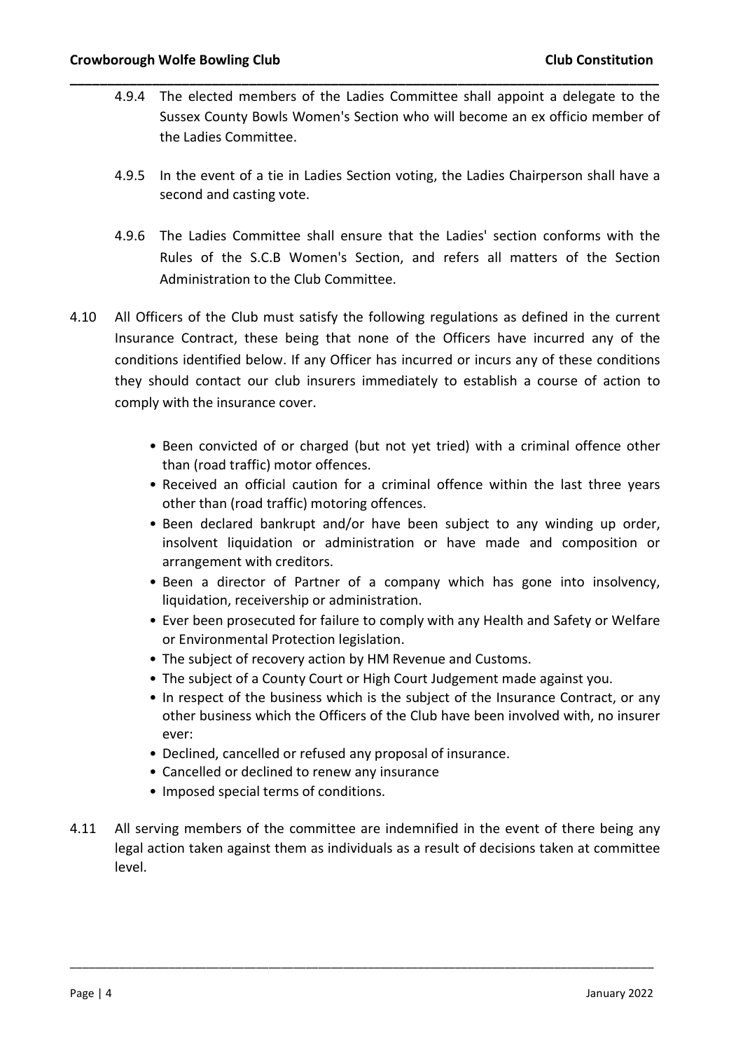4.9.4 The elected members of the Ladies Committee shall appoint a delegate to the Sussex County Bowls Women's Section who will become an ex officio member of the Ladies Committee.

4.9.5 In the event of a tie in Ladies Section voting, the Ladies Chairperson shall have a second and casting vote.

4.9.6 The Ladies Committee shall ensure that the Ladies' section conforms with the Rules of the S.C.B Women's Section, and refers all matters of the Section Administration to the Club Committee.

4.10 All Officers of the Club must satisfy the following regulations as defined in the current Insurance Contract, these being that none of the Officers have incurred any of the conditions identified below. If any Officer has incurred or incurs any of these conditions they should contact our club insurers immediately to establish a course of action to comply with the insurance cover.

- Been convicted of or charged (but not yet tried) with a criminal offence other than (road traffic) motor offences.
- Received an official caution for a criminal offence within the last three years other than (road traffic) motoring offences.
- Been declared bankrupt and/or have been subject to any winding up order, insolvent liquidation or administration or have made and composition or arrangement with creditors.
- Been a director of Partner of a company which has gone into insolvency, liquidation, receivership or administration.
- Ever been prosecuted for failure to comply with any Health and Safety or Welfare or Environmental Protection legislation.
- The subject of recovery action by HM Revenue and Customs.
- The subject of a County Court or High Court Judgement made against you.
- In respect of the business which is the subject of the Insurance Contract, or any other business which the Officers of the Club have been involved with, no insurer ever:
- Declined, cancelled or refused any proposal of insurance.
- Cancelled or declined to renew any insurance
- Imposed special terms of conditions.

4.11 All serving members of the committee are indemnified in the event of there being any legal action taken against them as individuals as a result of decisions taken at committee level.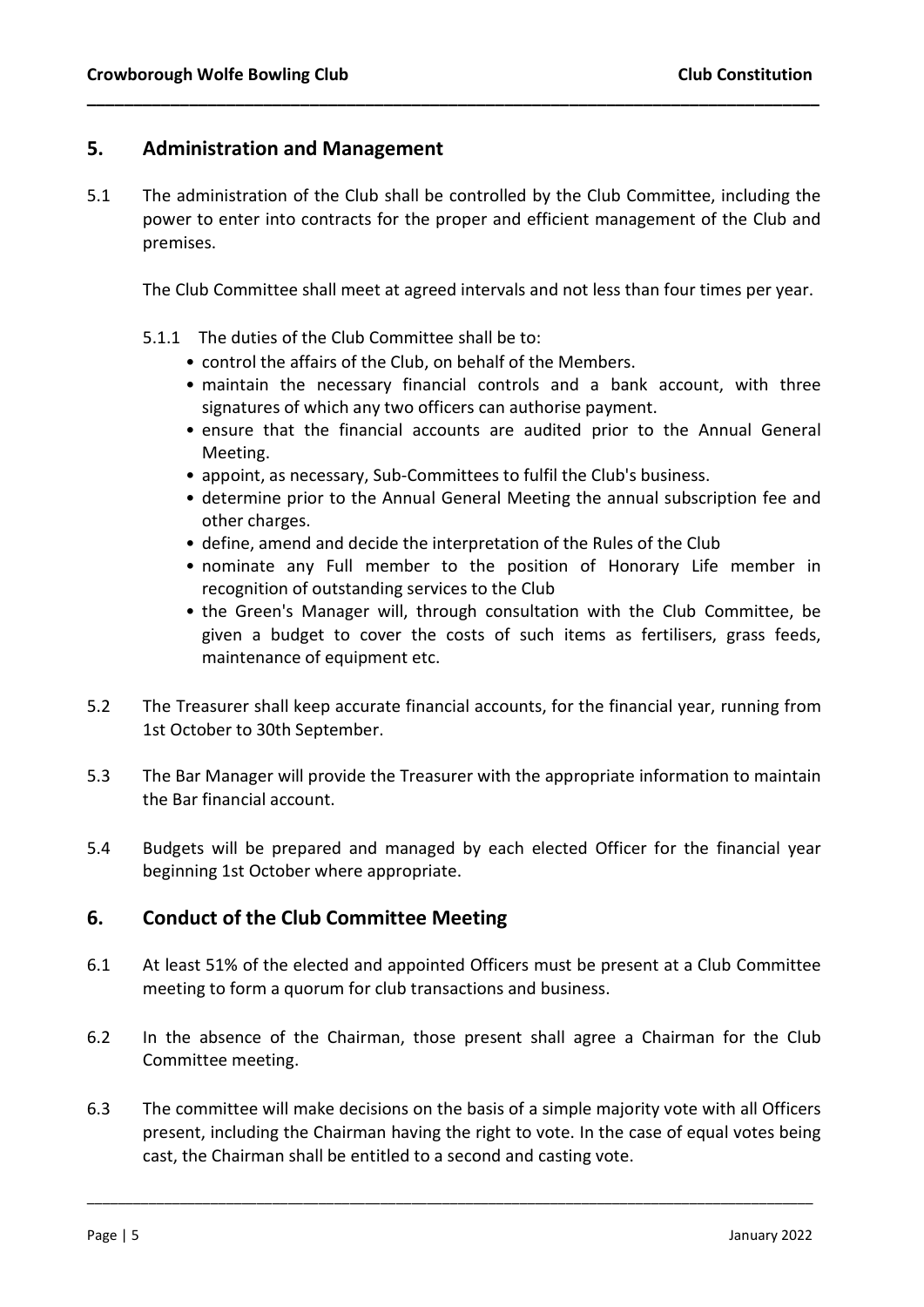## 5. Administration and Management

5.1 The administration of the Club shall be controlled by the Club Committee, including the power to enter into contracts for the proper and efficient management of the Club and premises.

The Club Committee shall meet at agreed intervals and not less than four times per year.

5.1.1 The duties of the Club Committee shall be to:

- control the affairs of the Club, on behalf of the Members.
- maintain the necessary financial controls and a bank account, with three signatures of which any two officers can authorise payment.
- ensure that the financial accounts are audited prior to the Annual General Meeting.
- appoint, as necessary, Sub-Committees to fulfil the Club's business.
- determine prior to the Annual General Meeting the annual subscription fee and other charges.
- define, amend and decide the interpretation of the Rules of the Club
- nominate any Full member to the position of Honorary Life member in recognition of outstanding services to the Club
- the Green's Manager will, through consultation with the Club Committee, be given a budget to cover the costs of such items as fertilisers, grass feeds, maintenance of equipment etc.

5.2 The Treasurer shall keep accurate financial accounts, for the financial year, running from 1st October to 30th September.

5.3 The Bar Manager will provide the Treasurer with the appropriate information to maintain the Bar financial account.

5.4 Budgets will be prepared and managed by each elected Officer for the financial year beginning 1st October where appropriate.

## 6. Conduct of the Club Committee Meeting

6.1 At least 51% of the elected and appointed Officers must be present at a Club Committee meeting to form a quorum for club transactions and business.

6.2 In the absence of the Chairman, those present shall agree a Chairman for the Club Committee meeting.

6.3 The committee will make decisions on the basis of a simple majority vote with all Officers present, including the Chairman having the right to vote. In the case of equal votes being cast, the Chairman shall be entitled to a second and casting vote.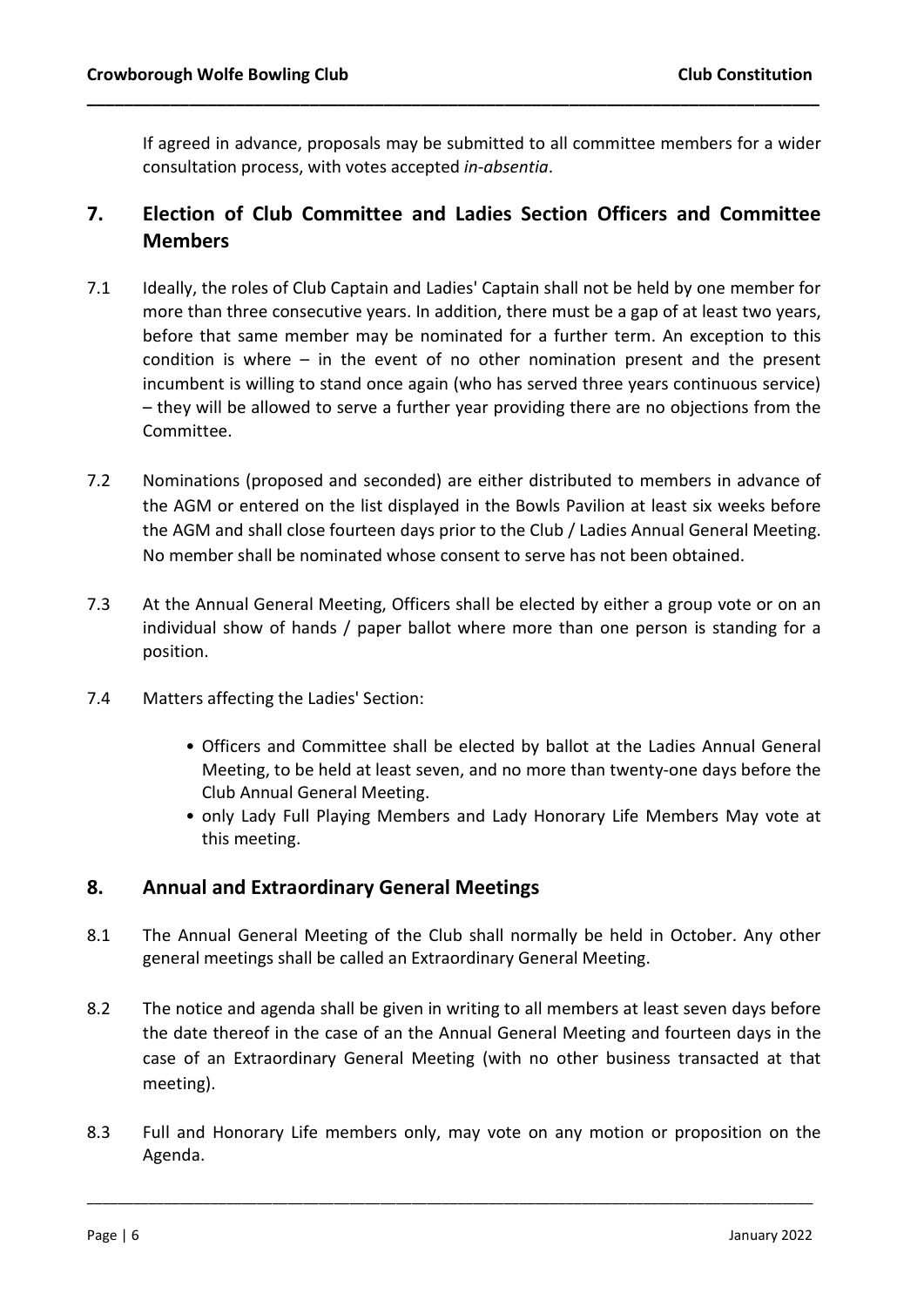If agreed in advance, proposals may be submitted to all committee members for a wider consultation process, with votes accepted *in-absentia*.

## 7. Election of Club Committee and Ladies Section Officers and Committee Members

7.1 Ideally, the roles of Club Captain and Ladies' Captain shall not be held by one member for more than three consecutive years. In addition, there must be a gap of at least two years, before that same member may be nominated for a further term. An exception to this condition is where – in the event of no other nomination present and the present incumbent is willing to stand once again (who has served three years continuous service) – they will be allowed to serve a further year providing there are no objections from the Committee.

7.2 Nominations (proposed and seconded) are either distributed to members in advance of the AGM or entered on the list displayed in the Bowls Pavilion at least six weeks before the AGM and shall close fourteen days prior to the Club / Ladies Annual General Meeting. No member shall be nominated whose consent to serve has not been obtained.

7.3 At the Annual General Meeting, Officers shall be elected by either a group vote or on an individual show of hands / paper ballot where more than one person is standing for a position.

7.4 Matters affecting the Ladies' Section:

- Officers and Committee shall be elected by ballot at the Ladies Annual General Meeting, to be held at least seven, and no more than twenty-one days before the Club Annual General Meeting.
- only Lady Full Playing Members and Lady Honorary Life Members May vote at this meeting.

## 8. Annual and Extraordinary General Meetings

8.1 The Annual General Meeting of the Club shall normally be held in October. Any other general meetings shall be called an Extraordinary General Meeting.

8.2 The notice and agenda shall be given in writing to all members at least seven days before the date thereof in the case of an the Annual General Meeting and fourteen days in the case of an Extraordinary General Meeting (with no other business transacted at that meeting).

8.3 Full and Honorary Life members only, may vote on any motion or proposition on the Agenda.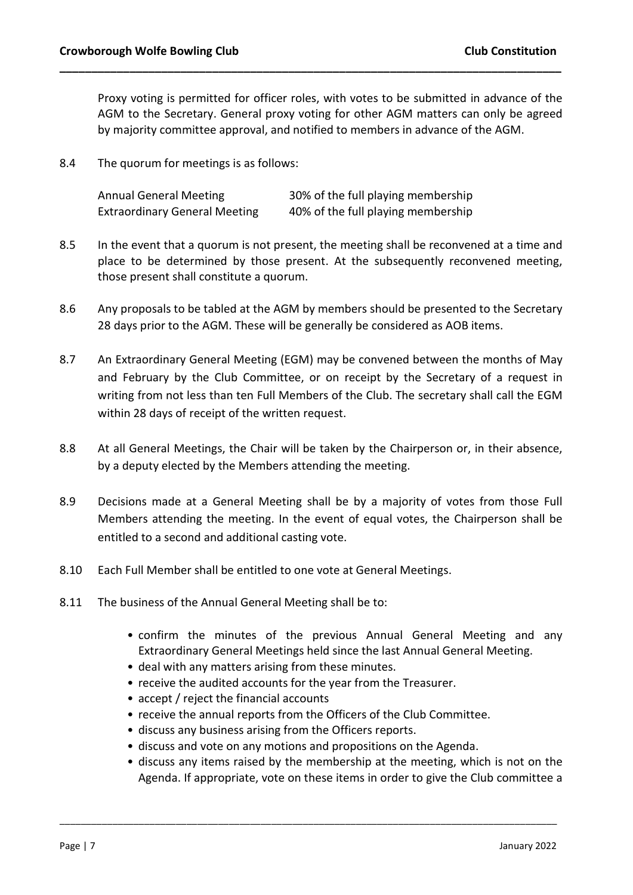Proxy voting is permitted for officer roles, with votes to be submitted in advance of the AGM to the Secretary. General proxy voting for other AGM matters can only be agreed by majority committee approval, and notified to members in advance of the AGM.

8.4 The quorum for meetings is as follows:

| | |
|---|---|
| Annual General Meeting | 30% of the full playing membership |
| Extraordinary General Meeting | 40% of the full playing membership |

8.5 In the event that a quorum is not present, the meeting shall be reconvened at a time and place to be determined by those present. At the subsequently reconvened meeting, those present shall constitute a quorum.

8.6 Any proposals to be tabled at the AGM by members should be presented to the Secretary 28 days prior to the AGM. These will be generally be considered as AOB items.

8.7 An Extraordinary General Meeting (EGM) may be convened between the months of May and February by the Club Committee, or on receipt by the Secretary of a request in writing from not less than ten Full Members of the Club. The secretary shall call the EGM within 28 days of receipt of the written request.

8.8 At all General Meetings, the Chair will be taken by the Chairperson or, in their absence, by a deputy elected by the Members attending the meeting.

8.9 Decisions made at a General Meeting shall be by a majority of votes from those Full Members attending the meeting. In the event of equal votes, the Chairperson shall be entitled to a second and additional casting vote.

8.10 Each Full Member shall be entitled to one vote at General Meetings.

8.11 The business of the Annual General Meeting shall be to:

- confirm the minutes of the previous Annual General Meeting and any Extraordinary General Meetings held since the last Annual General Meeting.
- deal with any matters arising from these minutes.
- receive the audited accounts for the year from the Treasurer.
- accept / reject the financial accounts
- receive the annual reports from the Officers of the Club Committee.
- discuss any business arising from the Officers reports.
- discuss and vote on any motions and propositions on the Agenda.
- discuss any items raised by the membership at the meeting, which is not on the Agenda. If appropriate, vote on these items in order to give the Club committee a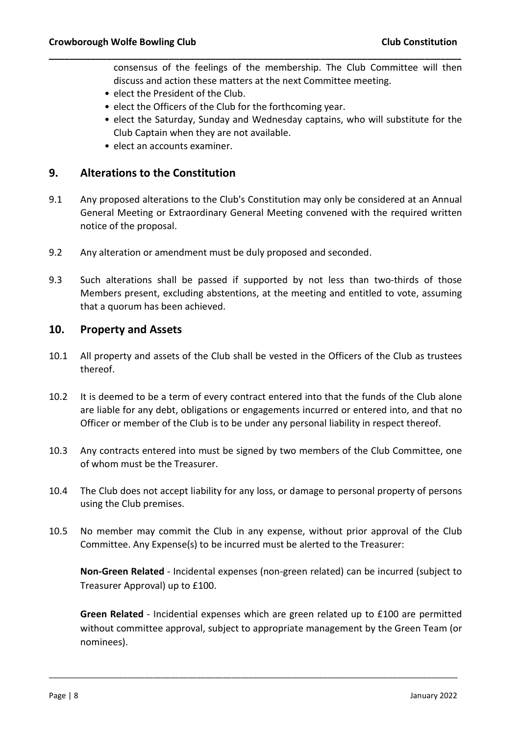consensus of the feelings of the membership. The Club Committee will then discuss and action these matters at the next Committee meeting.

- elect the President of the Club.
- elect the Officers of the Club for the forthcoming year.
- elect the Saturday, Sunday and Wednesday captains, who will substitute for the Club Captain when they are not available.
- elect an accounts examiner.

## 9. Alterations to the Constitution

9.1 Any proposed alterations to the Club's Constitution may only be considered at an Annual General Meeting or Extraordinary General Meeting convened with the required written notice of the proposal.

9.2 Any alteration or amendment must be duly proposed and seconded.

9.3 Such alterations shall be passed if supported by not less than two-thirds of those Members present, excluding abstentions, at the meeting and entitled to vote, assuming that a quorum has been achieved.

## 10. Property and Assets

10.1 All property and assets of the Club shall be vested in the Officers of the Club as trustees thereof.

10.2 It is deemed to be a term of every contract entered into that the funds of the Club alone are liable for any debt, obligations or engagements incurred or entered into, and that no Officer or member of the Club is to be under any personal liability in respect thereof.

10.3 Any contracts entered into must be signed by two members of the Club Committee, one of whom must be the Treasurer.

10.4 The Club does not accept liability for any loss, or damage to personal property of persons using the Club premises.

10.5 No member may commit the Club in any expense, without prior approval of the Club Committee. Any Expense(s) to be incurred must be alerted to the Treasurer:

**Non-Green Related** - Incidental expenses (non-green related) can be incurred (subject to Treasurer Approval) up to £100.

**Green Related** - Incidential expenses which are green related up to £100 are permitted without committee approval, subject to appropriate management by the Green Team (or nominees).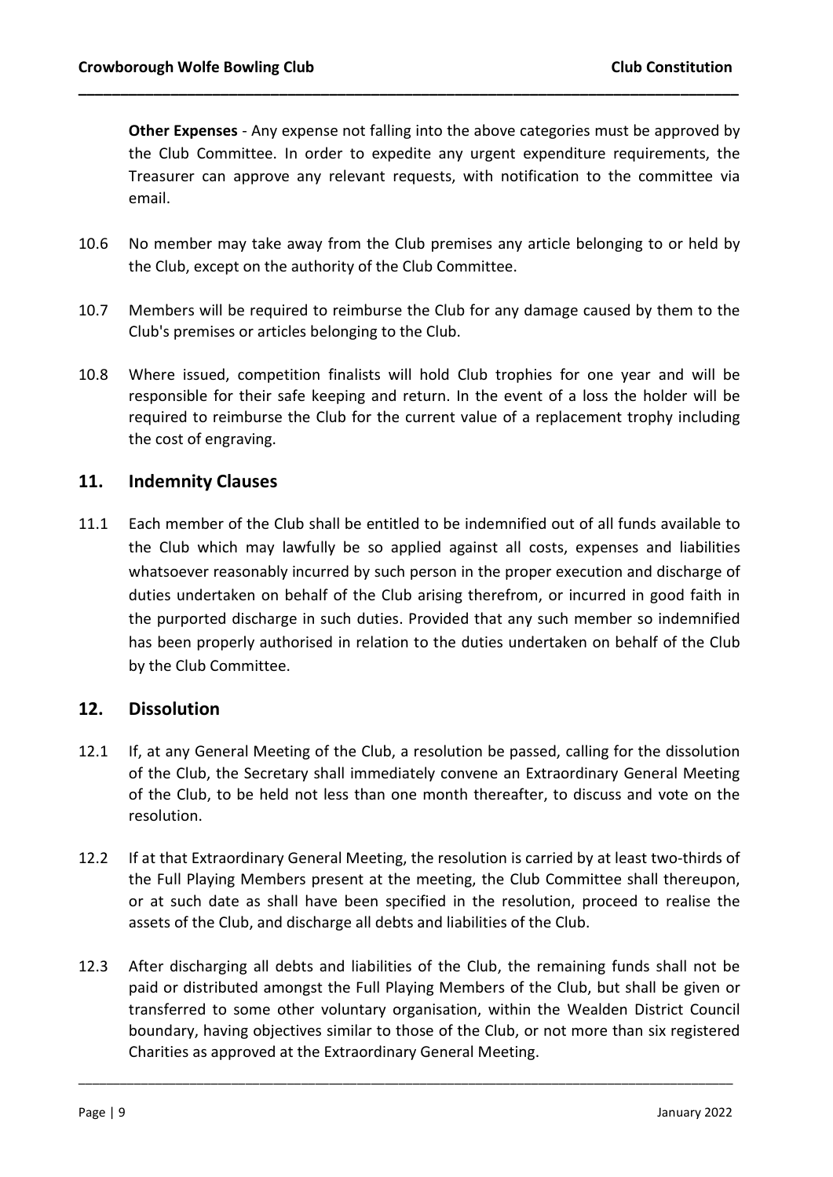**Other Expenses** - Any expense not falling into the above categories must be approved by the Club Committee. In order to expedite any urgent expenditure requirements, the Treasurer can approve any relevant requests, with notification to the committee via email.

10.6 No member may take away from the Club premises any article belonging to or held by the Club, except on the authority of the Club Committee.

10.7 Members will be required to reimburse the Club for any damage caused by them to the Club's premises or articles belonging to the Club.

10.8 Where issued, competition finalists will hold Club trophies for one year and will be responsible for their safe keeping and return. In the event of a loss the holder will be required to reimburse the Club for the current value of a replacement trophy including the cost of engraving.

## 11. Indemnity Clauses

11.1 Each member of the Club shall be entitled to be indemnified out of all funds available to the Club which may lawfully be so applied against all costs, expenses and liabilities whatsoever reasonably incurred by such person in the proper execution and discharge of duties undertaken on behalf of the Club arising therefrom, or incurred in good faith in the purported discharge in such duties. Provided that any such member so indemnified has been properly authorised in relation to the duties undertaken on behalf of the Club by the Club Committee.

## 12. Dissolution

12.1 If, at any General Meeting of the Club, a resolution be passed, calling for the dissolution of the Club, the Secretary shall immediately convene an Extraordinary General Meeting of the Club, to be held not less than one month thereafter, to discuss and vote on the resolution.

12.2 If at that Extraordinary General Meeting, the resolution is carried by at least two-thirds of the Full Playing Members present at the meeting, the Club Committee shall thereupon, or at such date as shall have been specified in the resolution, proceed to realise the assets of the Club, and discharge all debts and liabilities of the Club.

12.3 After discharging all debts and liabilities of the Club, the remaining funds shall not be paid or distributed amongst the Full Playing Members of the Club, but shall be given or transferred to some other voluntary organisation, within the Wealden District Council boundary, having objectives similar to those of the Club, or not more than six registered Charities as approved at the Extraordinary General Meeting.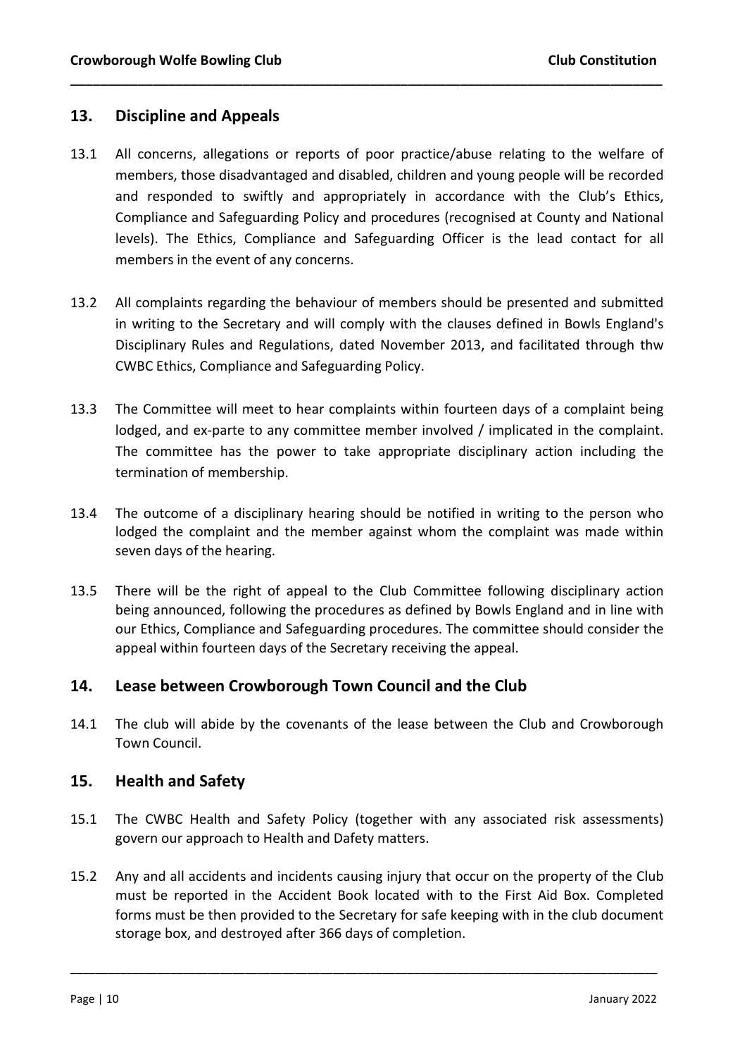## 13. Discipline and Appeals

13.1 All concerns, allegations or reports of poor practice/abuse relating to the welfare of members, those disadvantaged and disabled, children and young people will be recorded and responded to swiftly and appropriately in accordance with the Club's Ethics, Compliance and Safeguarding Policy and procedures (recognised at County and National levels). The Ethics, Compliance and Safeguarding Officer is the lead contact for all members in the event of any concerns.

13.2 All complaints regarding the behaviour of members should be presented and submitted in writing to the Secretary and will comply with the clauses defined in Bowls England's Disciplinary Rules and Regulations, dated November 2013, and facilitated through thw CWBC Ethics, Compliance and Safeguarding Policy.

13.3 The Committee will meet to hear complaints within fourteen days of a complaint being lodged, and ex-parte to any committee member involved / implicated in the complaint. The committee has the power to take appropriate disciplinary action including the termination of membership.

13.4 The outcome of a disciplinary hearing should be notified in writing to the person who lodged the complaint and the member against whom the complaint was made within seven days of the hearing.

13.5 There will be the right of appeal to the Club Committee following disciplinary action being announced, following the procedures as defined by Bowls England and in line with our Ethics, Compliance and Safeguarding procedures. The committee should consider the appeal within fourteen days of the Secretary receiving the appeal.

## 14. Lease between Crowborough Town Council and the Club

14.1 The club will abide by the covenants of the lease between the Club and Crowborough Town Council.

## 15. Health and Safety

15.1 The CWBC Health and Safety Policy (together with any associated risk assessments) govern our approach to Health and Dafety matters.

15.2 Any and all accidents and incidents causing injury that occur on the property of the Club must be reported in the Accident Book located with to the First Aid Box. Completed forms must be then provided to the Secretary for safe keeping with in the club document storage box, and destroyed after 366 days of completion.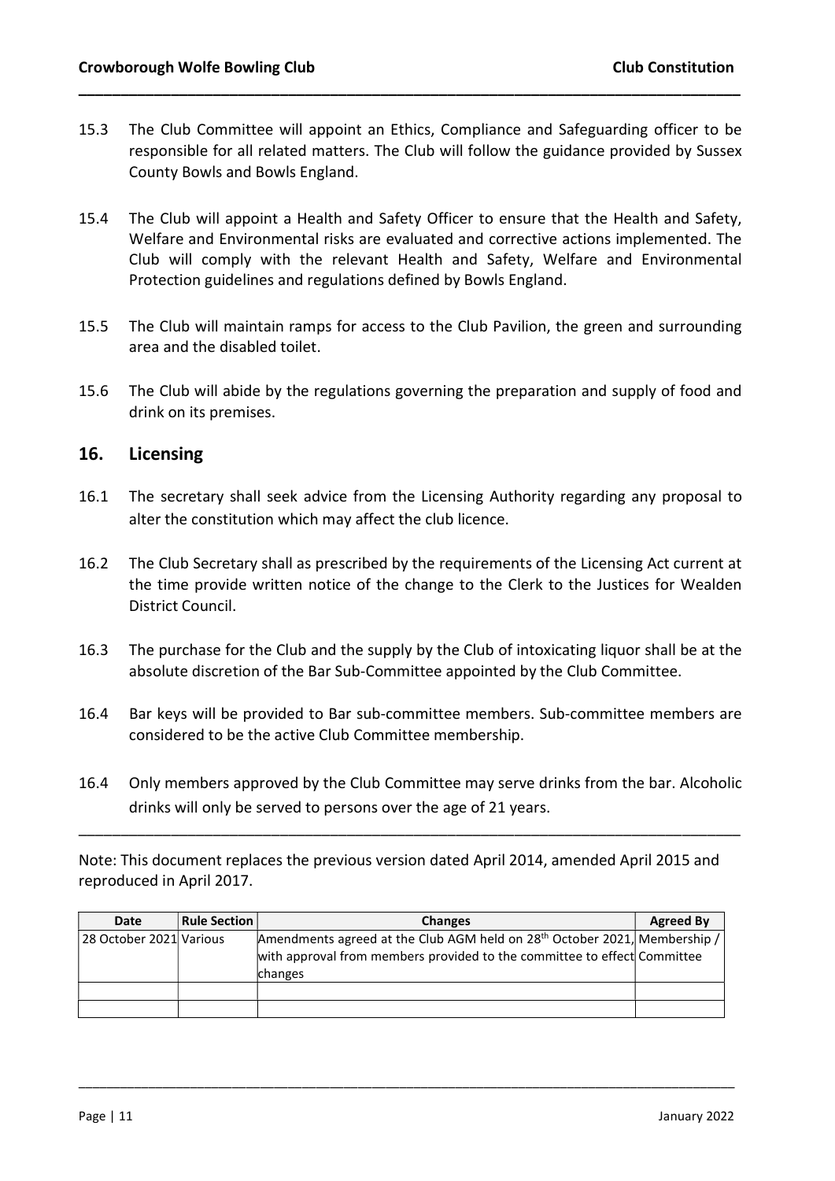15.3 The Club Committee will appoint an Ethics, Compliance and Safeguarding officer to be responsible for all related matters. The Club will follow the guidance provided by Sussex County Bowls and Bowls England.

15.4 The Club will appoint a Health and Safety Officer to ensure that the Health and Safety, Welfare and Environmental risks are evaluated and corrective actions implemented. The Club will comply with the relevant Health and Safety, Welfare and Environmental Protection guidelines and regulations defined by Bowls England.

15.5 The Club will maintain ramps for access to the Club Pavilion, the green and surrounding area and the disabled toilet.

15.6 The Club will abide by the regulations governing the preparation and supply of food and drink on its premises.

## 16. Licensing

16.1 The secretary shall seek advice from the Licensing Authority regarding any proposal to alter the constitution which may affect the club licence.

16.2 The Club Secretary shall as prescribed by the requirements of the Licensing Act current at the time provide written notice of the change to the Clerk to the Justices for Wealden District Council.

16.3 The purchase for the Club and the supply by the Club of intoxicating liquor shall be at the absolute discretion of the Bar Sub-Committee appointed by the Club Committee.

16.4 Bar keys will be provided to Bar sub-committee members. Sub-committee members are considered to be the active Club Committee membership.

16.4 Only members approved by the Club Committee may serve drinks from the bar. Alcoholic drinks will only be served to persons over the age of 21 years.

---

Note: This document replaces the previous version dated April 2014, amended April 2015 and reproduced in April 2017.

| Date | Rule Section | Changes | Agreed By |
|---|---|---|---|
| 28 October 2021 | Various | Amendments agreed at the Club AGM held on 28th October 2021, with approval from members provided to the committee to effect changes | Membership / Committee |
| | | | |
| | | | |